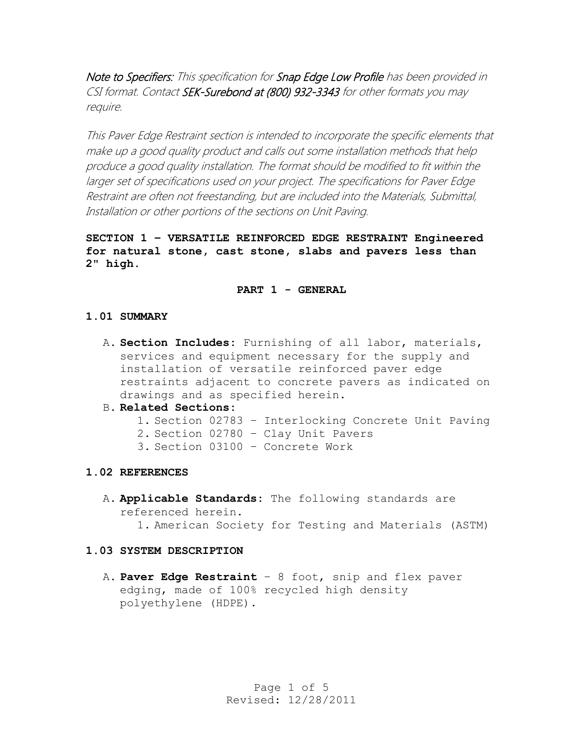*Note to Specifiers: This specification for Snap Edge Low Profile has been provided in CSI format. Contact SEK-Surebond at (800) 932-3343 for other formats you may require.*

*This Paver Edge Restraint section is intended to incorporate the specific elements that make up a good quality product and calls out some installation methods that help produce a good quality installation. The format should be modified to fit within the larger set of specifications used on your project. The specifications for Paver Edge Restraint are often not freestanding, but are included into the Materials, Submittal, Installation or other portions of the sections on Unit Paving.*

# SECTION 1 – VERSATILE REINFORCED EDGE RESTRAINT Engineered for natural stone, cast stone, slabs and pavers less than 2" high.

## PART 1 - GENERAL

### 1.01 SUMMARY

A. **Section Includes:** Furnishing of all labor, materials, services and equipment necessary for the supply and installation of versatile reinforced paver edge restraints adjacent to concrete pavers as indicated on drawings and as specified herein.

B. **Related Sections:**
   1. Section 02783 – Interlocking Concrete Unit Paving
   2. Section 02780 – Clay Unit Pavers
   3. Section 03100 – Concrete Work

### 1.02 REFERENCES

A. **Applicable Standards:** The following standards are referenced herein.
   1. American Society for Testing and Materials (ASTM)

### 1.03 SYSTEM DESCRIPTION

A. **Paver Edge Restraint** – 8 foot, snip and flex paver edging, made of 100% recycled high density polyethylene (HDPE).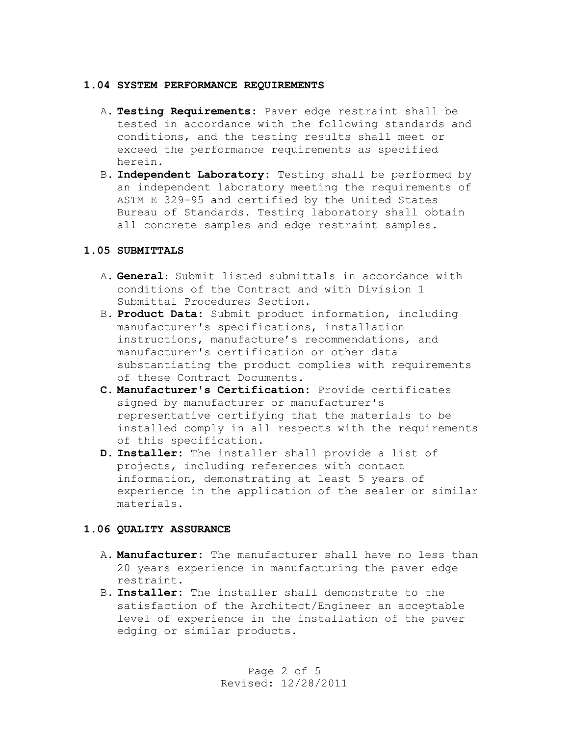### 1.04 SYSTEM PERFORMANCE REQUIREMENTS

A. **Testing Requirements:** Paver edge restraint shall be tested in accordance with the following standards and conditions, and the testing results shall meet or exceed the performance requirements as specified herein.

B. **Independent Laboratory:** Testing shall be performed by an independent laboratory meeting the requirements of ASTM E 329-95 and certified by the United States Bureau of Standards. Testing laboratory shall obtain all concrete samples and edge restraint samples.

### 1.05 SUBMITTALS

A. **General**: Submit listed submittals in accordance with conditions of the Contract and with Division 1 Submittal Procedures Section.

B. **Product Data:** Submit product information, including manufacturer's specifications, installation instructions, manufacture's recommendations, and manufacturer's certification or other data substantiating the product complies with requirements of these Contract Documents.

C. **Manufacturer's Certification**: Provide certificates signed by manufacturer or manufacturer's representative certifying that the materials to be installed comply in all respects with the requirements of this specification.

D. **Installer:** The installer shall provide a list of projects, including references with contact information, demonstrating at least 5 years of experience in the application of the sealer or similar materials.

### 1.06 QUALITY ASSURANCE

A. **Manufacturer:** The manufacturer shall have no less than 20 years experience in manufacturing the paver edge restraint.

B. **Installer:** The installer shall demonstrate to the satisfaction of the Architect/Engineer an acceptable level of experience in the installation of the paver edging or similar products.

Revised: 12/28/2011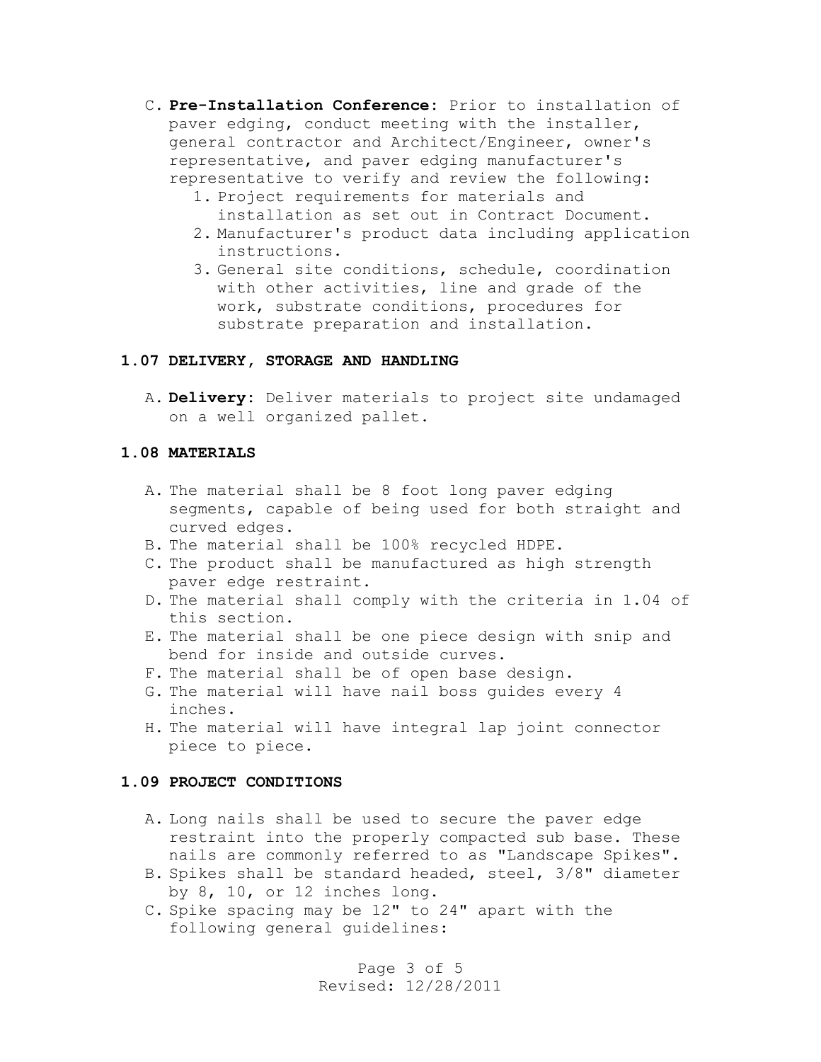C. **Pre-Installation Conference**: Prior to installation of paver edging, conduct meeting with the installer, general contractor and Architect/Engineer, owner's representative, and paver edging manufacturer's representative to verify and review the following:
   1. Project requirements for materials and installation as set out in Contract Document.
   2. Manufacturer's product data including application instructions.
   3. General site conditions, schedule, coordination with other activities, line and grade of the work, substrate conditions, procedures for substrate preparation and installation.

### 1.07 DELIVERY, STORAGE AND HANDLING

A. **Delivery**: Deliver materials to project site undamaged on a well organized pallet.

### 1.08 MATERIALS

A. The material shall be 8 foot long paver edging segments, capable of being used for both straight and curved edges.
B. The material shall be 100% recycled HDPE.
C. The product shall be manufactured as high strength paver edge restraint.
D. The material shall comply with the criteria in 1.04 of this section.
E. The material shall be one piece design with snip and bend for inside and outside curves.
F. The material shall be of open base design.
G. The material will have nail boss guides every 4 inches.
H. The material will have integral lap joint connector piece to piece.

### 1.09 PROJECT CONDITIONS

A. Long nails shall be used to secure the paver edge restraint into the properly compacted sub base. These nails are commonly referred to as "Landscape Spikes".
B. Spikes shall be standard headed, steel, 3/8" diameter by 8, 10, or 12 inches long.
C. Spike spacing may be 12" to 24" apart with the following general guidelines: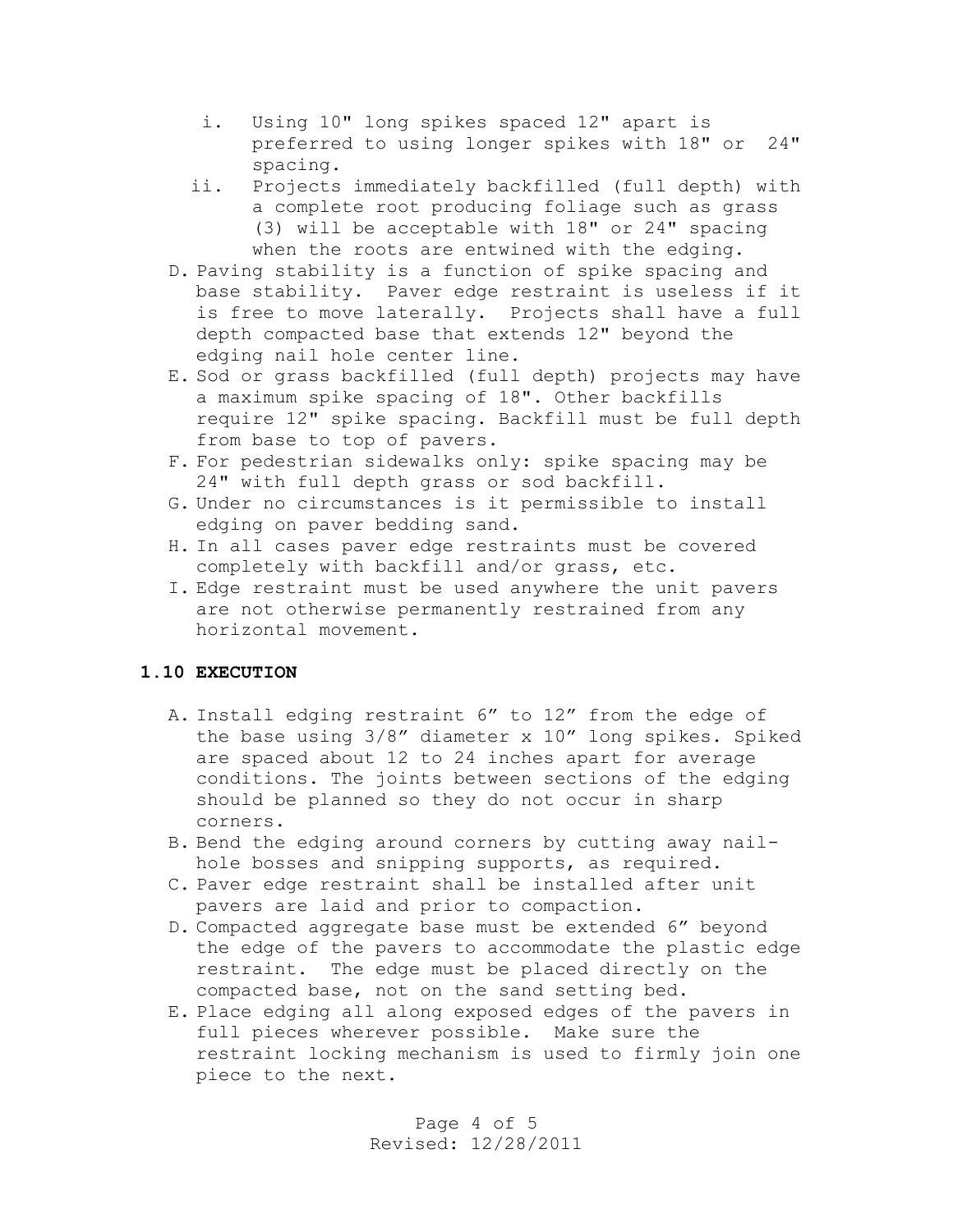i. Using 10" long spikes spaced 12" apart is preferred to using longer spikes with 18" or 24" spacing.
ii. Projects immediately backfilled (full depth) with a complete root producing foliage such as grass (3) will be acceptable with 18" or 24" spacing when the roots are entwined with the edging.

D. Paving stability is a function of spike spacing and base stability. Paver edge restraint is useless if it is free to move laterally. Projects shall have a full depth compacted base that extends 12" beyond the edging nail hole center line.
E. Sod or grass backfilled (full depth) projects may have a maximum spike spacing of 18". Other backfills require 12" spike spacing. Backfill must be full depth from base to top of pavers.
F. For pedestrian sidewalks only: spike spacing may be 24" with full depth grass or sod backfill.
G. Under no circumstances is it permissible to install edging on paver bedding sand.
H. In all cases paver edge restraints must be covered completely with backfill and/or grass, etc.
I. Edge restraint must be used anywhere the unit pavers are not otherwise permanently restrained from any horizontal movement.

## 1.10 EXECUTION

A. Install edging restraint 6” to 12” from the edge of the base using 3/8” diameter x 10” long spikes. Spiked are spaced about 12 to 24 inches apart for average conditions. The joints between sections of the edging should be planned so they do not occur in sharp corners.
B. Bend the edging around corners by cutting away nail-hole bosses and snipping supports, as required.
C. Paver edge restraint shall be installed after unit pavers are laid and prior to compaction.
D. Compacted aggregate base must be extended 6” beyond the edge of the pavers to accommodate the plastic edge restraint. The edge must be placed directly on the compacted base, not on the sand setting bed.
E. Place edging all along exposed edges of the pavers in full pieces wherever possible. Make sure the restraint locking mechanism is used to firmly join one piece to the next.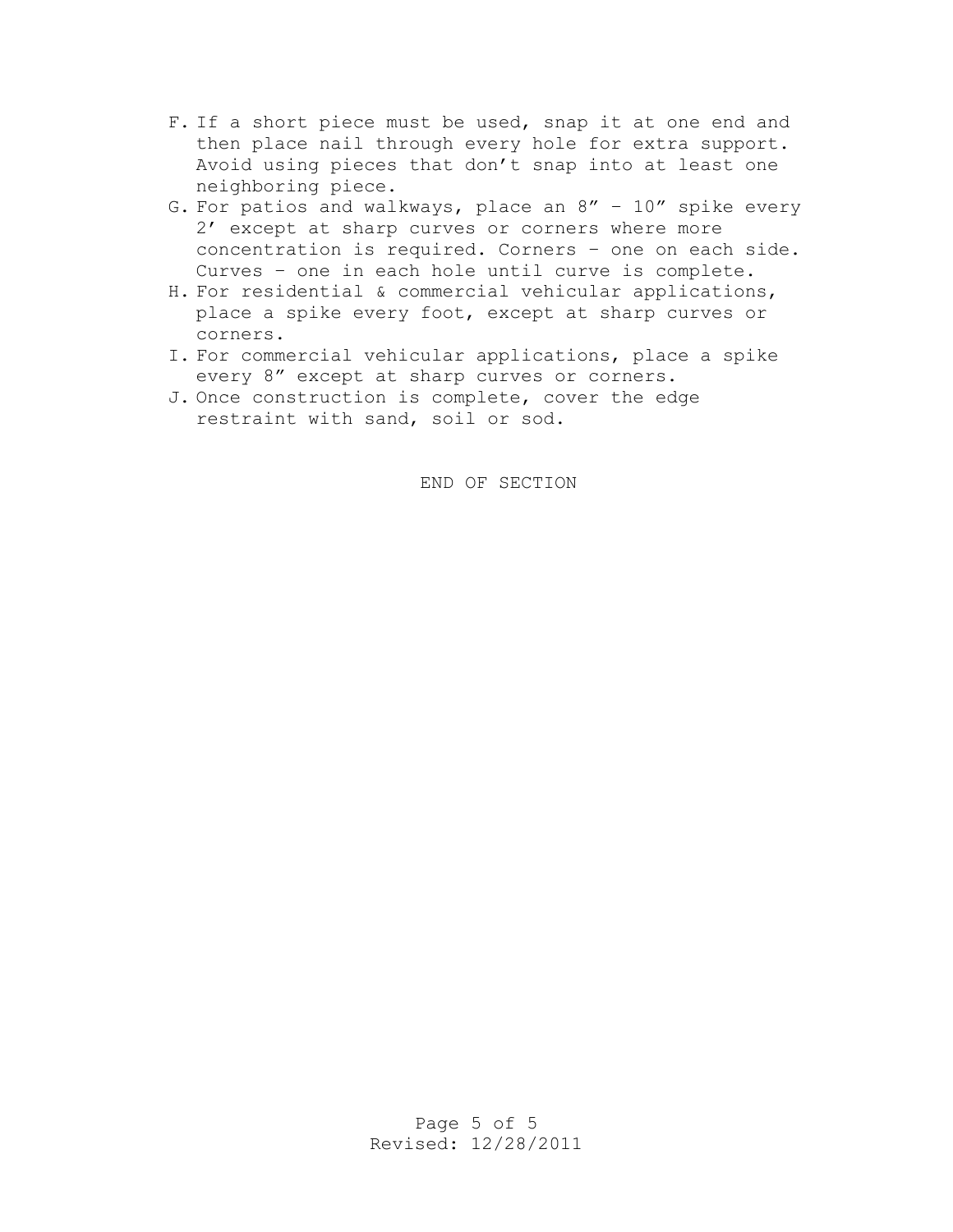F. If a short piece must be used, snap it at one end and then place nail through every hole for extra support. Avoid using pieces that don't snap into at least one neighboring piece.
G. For patios and walkways, place an 8" – 10" spike every 2' except at sharp curves or corners where more concentration is required. Corners – one on each side. Curves – one in each hole until curve is complete.
H. For residential & commercial vehicular applications, place a spike every foot, except at sharp curves or corners.
I. For commercial vehicular applications, place a spike every 8" except at sharp curves or corners.
J. Once construction is complete, cover the edge restraint with sand, soil or sod.

END OF SECTION

Revised: 12/28/2011